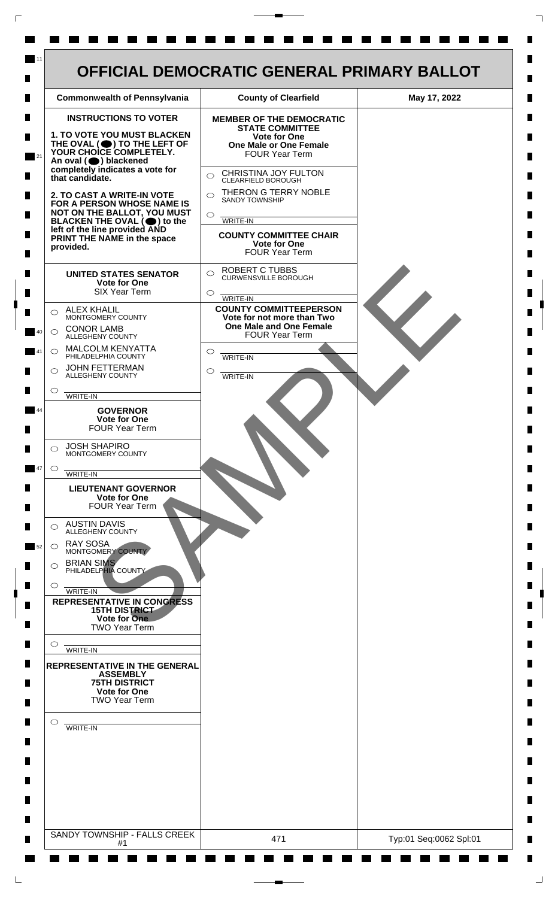# OFFICIAL DEMOCRATIC GENERAL PRIMARY BALLOT

| Commonwealth of Pennsylvania | County of Clearfield | May 17, 2022 |
|---|---|---|

**INSTRUCTIONS TO VOTER**

**1. TO VOTE YOU MUST BLACKEN THE OVAL (⬤) TO THE LEFT OF YOUR CHOICE COMPLETELY.** An oval (⬤) blackened completely indicates a vote for that candidate.

**2. TO CAST A WRITE-IN VOTE FOR A PERSON WHOSE NAME IS NOT ON THE BALLOT, YOU MUST BLACKEN THE OVAL (⬤) to the left of the line provided AND PRINT THE NAME in the space provided.**

## UNITED STATES SENATOR
**Vote for One**
SIX Year Term

- ○ ALEX KHALIL — MONTGOMERY COUNTY
- ○ CONOR LAMB — ALLEGHENY COUNTY
- ○ MALCOLM KENYATTA — PHILADELPHIA COUNTY
- ○ JOHN FETTERMAN — ALLEGHENY COUNTY
- ○ ________ WRITE-IN

## GOVERNOR
**Vote for One**
FOUR Year Term

- ○ JOSH SHAPIRO — MONTGOMERY COUNTY
- ○ ________ WRITE-IN

## LIEUTENANT GOVERNOR
**Vote for One**
FOUR Year Term

- ○ AUSTIN DAVIS — ALLEGHENY COUNTY
- ○ RAY SOSA — MONTGOMERY COUNTY
- ○ BRIAN SIMS — PHILADELPHIA COUNTY
- ○ ________ WRITE-IN

## REPRESENTATIVE IN CONGRESS
**15TH DISTRICT**
**Vote for One**
TWO Year Term

- ○ ________ WRITE-IN

## REPRESENTATIVE IN THE GENERAL ASSEMBLY
**75TH DISTRICT**
**Vote for One**
TWO Year Term

- ○ ________ WRITE-IN

## MEMBER OF THE DEMOCRATIC STATE COMMITTEE
**Vote for One**
**One Male or One Female**
FOUR Year Term

- ○ CHRISTINA JOY FULTON — CLEARFIELD BOROUGH
- ○ THERON G TERRY NOBLE — SANDY TOWNSHIP
- ○ ________ WRITE-IN

## COUNTY COMMITTEE CHAIR
**Vote for One**
FOUR Year Term

- ○ ROBERT C TUBBS — CURWENSVILLE BOROUGH
- ○ ________ WRITE-IN

## COUNTY COMMITTEEPERSON
**Vote for not more than Two**
**One Male and One Female**
FOUR Year Term

- ○ ________ WRITE-IN
- ○ ________ WRITE-IN

SAMPLE

| SANDY TOWNSHIP - FALLS CREEK #1 | 471 | Typ:01 Seq:0062 Spl:01 |
|---|---|---|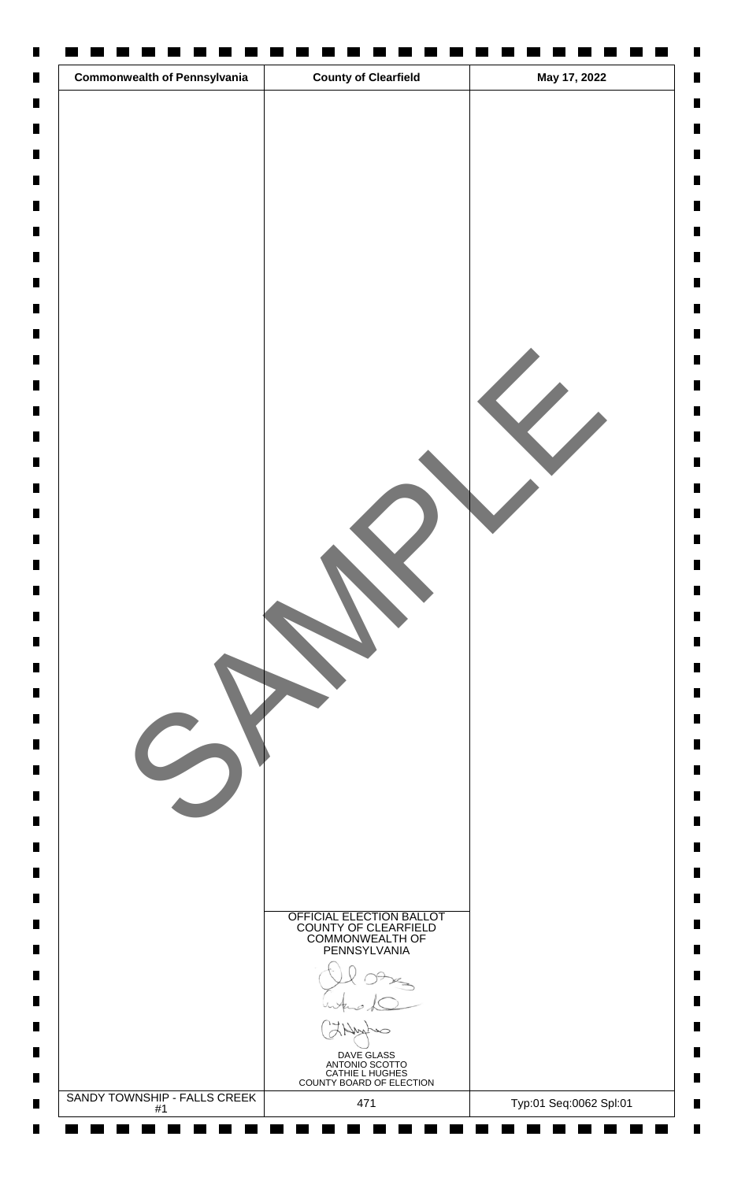| Commonwealth of Pennsylvania | County of Clearfield | May 17, 2022 |
| --- | --- | --- |

SAMPLE

OFFICIAL ELECTION BALLOT
COUNTY OF CLEARFIELD
COMMONWEALTH OF PENNSYLVANIA

DAVE GLASS
ANTONIO SCOTTO
CATHIE L HUGHES
COUNTY BOARD OF ELECTION

| | | |
| --- | --- | --- |
| SANDY TOWNSHIP - FALLS CREEK #1 | 471 | Typ:01 Seq:0062 Spl:01 |